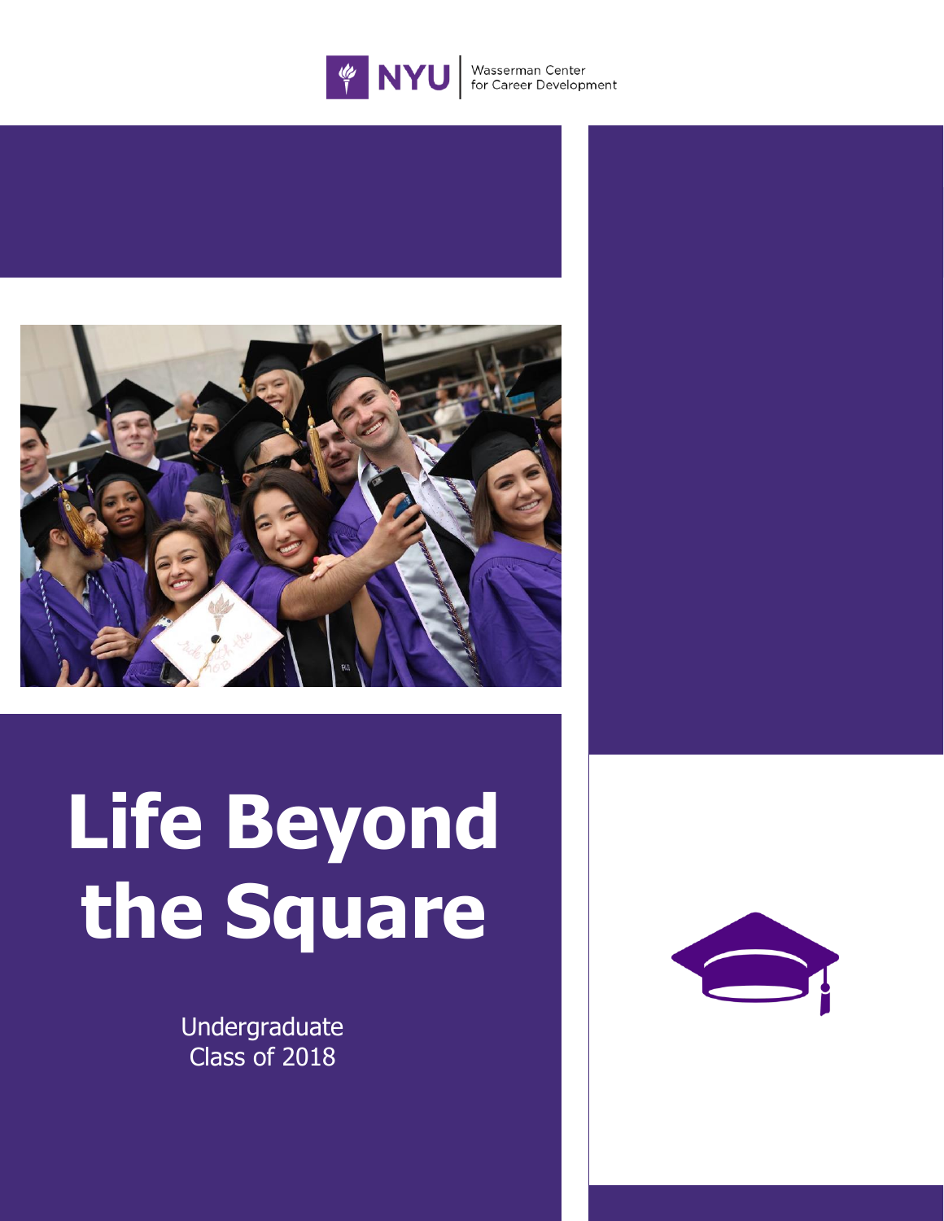NYU Wasserman Center for Career Development

# Life Beyond the Square

Undergraduate
Class of 2018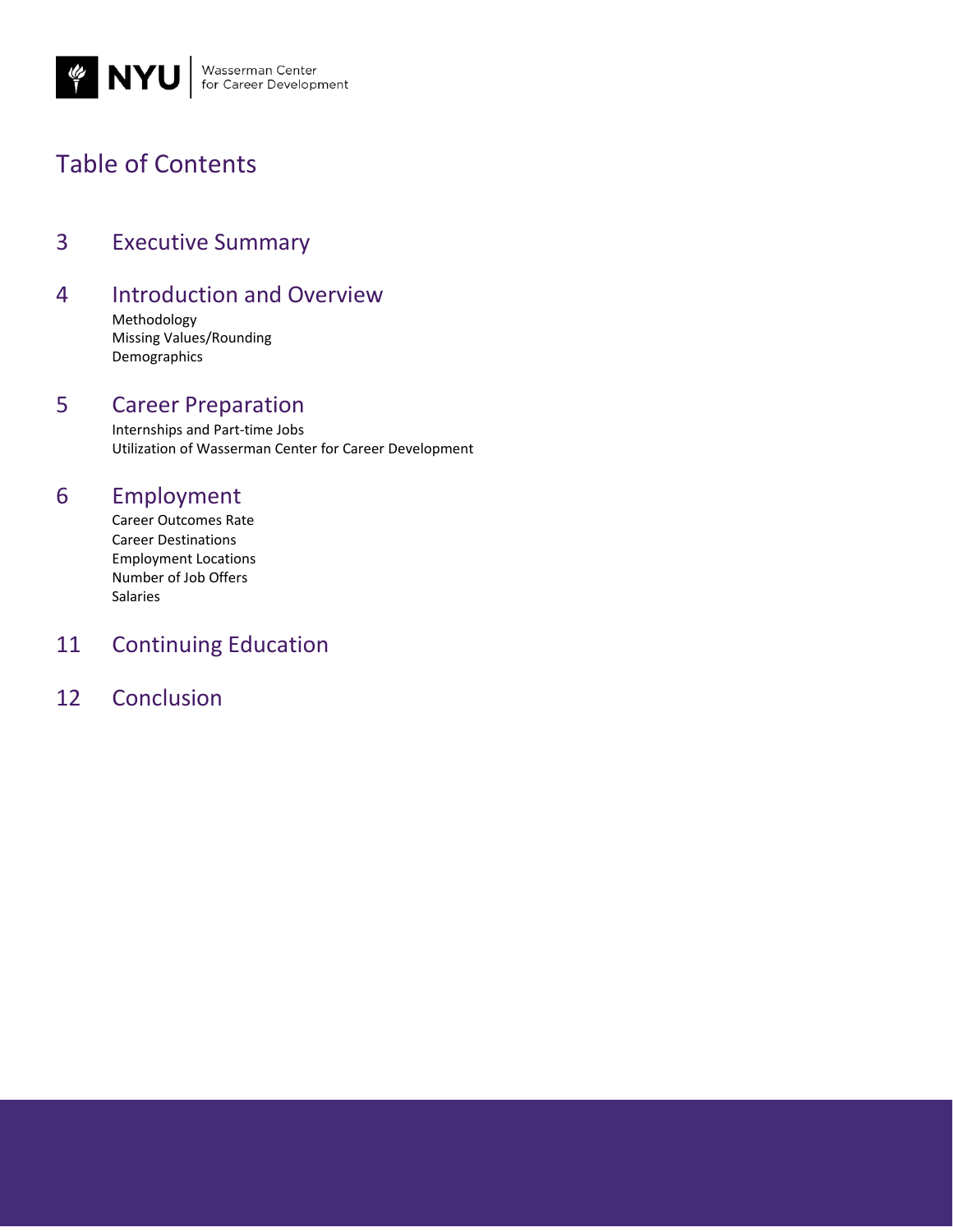NYU | Wasserman Center for Career Development

# Table of Contents

3 Executive Summary

4 Introduction and Overview
- Methodology
- Missing Values/Rounding
- Demographics

5 Career Preparation
- Internships and Part-time Jobs
- Utilization of Wasserman Center for Career Development

6 Employment
- Career Outcomes Rate
- Career Destinations
- Employment Locations
- Number of Job Offers
- Salaries

11 Continuing Education

12 Conclusion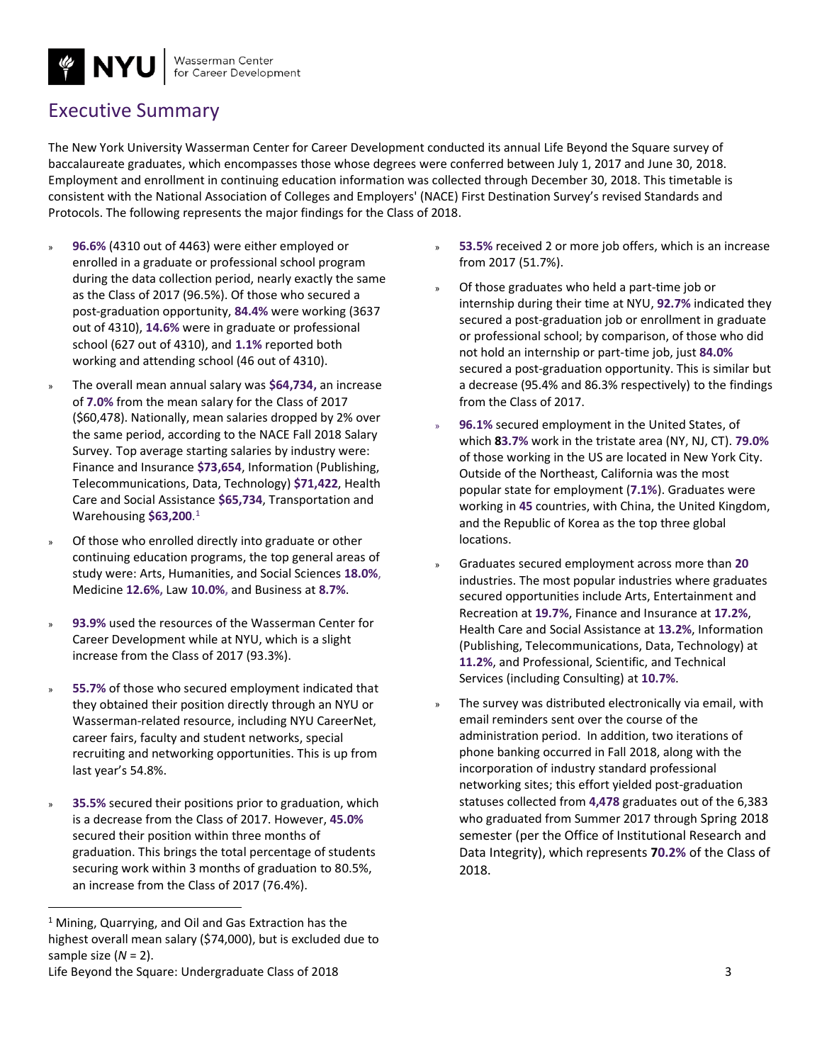# Executive Summary

The New York University Wasserman Center for Career Development conducted its annual Life Beyond the Square survey of baccalaureate graduates, which encompasses those whose degrees were conferred between July 1, 2017 and June 30, 2018. Employment and enrollment in continuing education information was collected through December 30, 2018. This timetable is consistent with the National Association of Colleges and Employers' (NACE) First Destination Survey's revised Standards and Protocols. The following represents the major findings for the Class of 2018.

- **96.6%** (4310 out of 4463) were either employed or enrolled in a graduate or professional school program during the data collection period, nearly exactly the same as the Class of 2017 (96.5%). Of those who secured a post-graduation opportunity, **84.4%** were working (3637 out of 4310), **14.6%** were in graduate or professional school (627 out of 4310), and **1.1%** reported both working and attending school (46 out of 4310).
- The overall mean annual salary was **$64,734,** an increase of **7.0%** from the mean salary for the Class of 2017 ($60,478). Nationally, mean salaries dropped by 2% over the same period, according to the NACE Fall 2018 Salary Survey. Top average starting salaries by industry were: Finance and Insurance **$73,654**, Information (Publishing, Telecommunications, Data, Technology) **$71,422**, Health Care and Social Assistance **$65,734**, Transportation and Warehousing **$63,200**.[1]
- Of those who enrolled directly into graduate or other continuing education programs, the top general areas of study were: Arts, Humanities, and Social Sciences **18.0%**, Medicine **12.6%,** Law **10.0%,** and Business at **8.7%**.
- **93.9%** used the resources of the Wasserman Center for Career Development while at NYU, which is a slight increase from the Class of 2017 (93.3%).
- **55.7%** of those who secured employment indicated that they obtained their position directly through an NYU or Wasserman-related resource, including NYU CareerNet, career fairs, faculty and student networks, special recruiting and networking opportunities. This is up from last year's 54.8%.
- **35.5%** secured their positions prior to graduation, which is a decrease from the Class of 2017. However, **45.0%** secured their position within three months of graduation. This brings the total percentage of students securing work within 3 months of graduation to 80.5%, an increase from the Class of 2017 (76.4%).
- **53.5%** received 2 or more job offers, which is an increase from 2017 (51.7%).
- Of those graduates who held a part-time job or internship during their time at NYU, **92.7%** indicated they secured a post-graduation job or enrollment in graduate or professional school; by comparison, of those who did not hold an internship or part-time job, just **84.0%** secured a post-graduation opportunity. This is similar but a decrease (95.4% and 86.3% respectively) to the findings from the Class of 2017.
- **96.1%** secured employment in the United States, of which **83.7%** work in the tristate area (NY, NJ, CT). **79.0%** of those working in the US are located in New York City. Outside of the Northeast, California was the most popular state for employment (**7.1%**). Graduates were working in **45** countries, with China, the United Kingdom, and the Republic of Korea as the top three global locations.
- Graduates secured employment across more than **20** industries. The most popular industries where graduates secured opportunities include Arts, Entertainment and Recreation at **19.7%**, Finance and Insurance at **17.2%**, Health Care and Social Assistance at **13.2%**, Information (Publishing, Telecommunications, Data, Technology) at **11.2%**, and Professional, Scientific, and Technical Services (including Consulting) at **10.7%**.
- The survey was distributed electronically via email, with email reminders sent over the course of the administration period. In addition, two iterations of phone banking occurred in Fall 2018, along with the incorporation of industry standard professional networking sites; this effort yielded post-graduation statuses collected from **4,478** graduates out of the 6,383 who graduated from Summer 2017 through Spring 2018 semester (per the Office of Institutional Research and Data Integrity), which represents **70.2%** of the Class of 2018.

[1] Mining, Quarrying, and Oil and Gas Extraction has the highest overall mean salary ($74,000), but is excluded due to sample size (*N* = 2).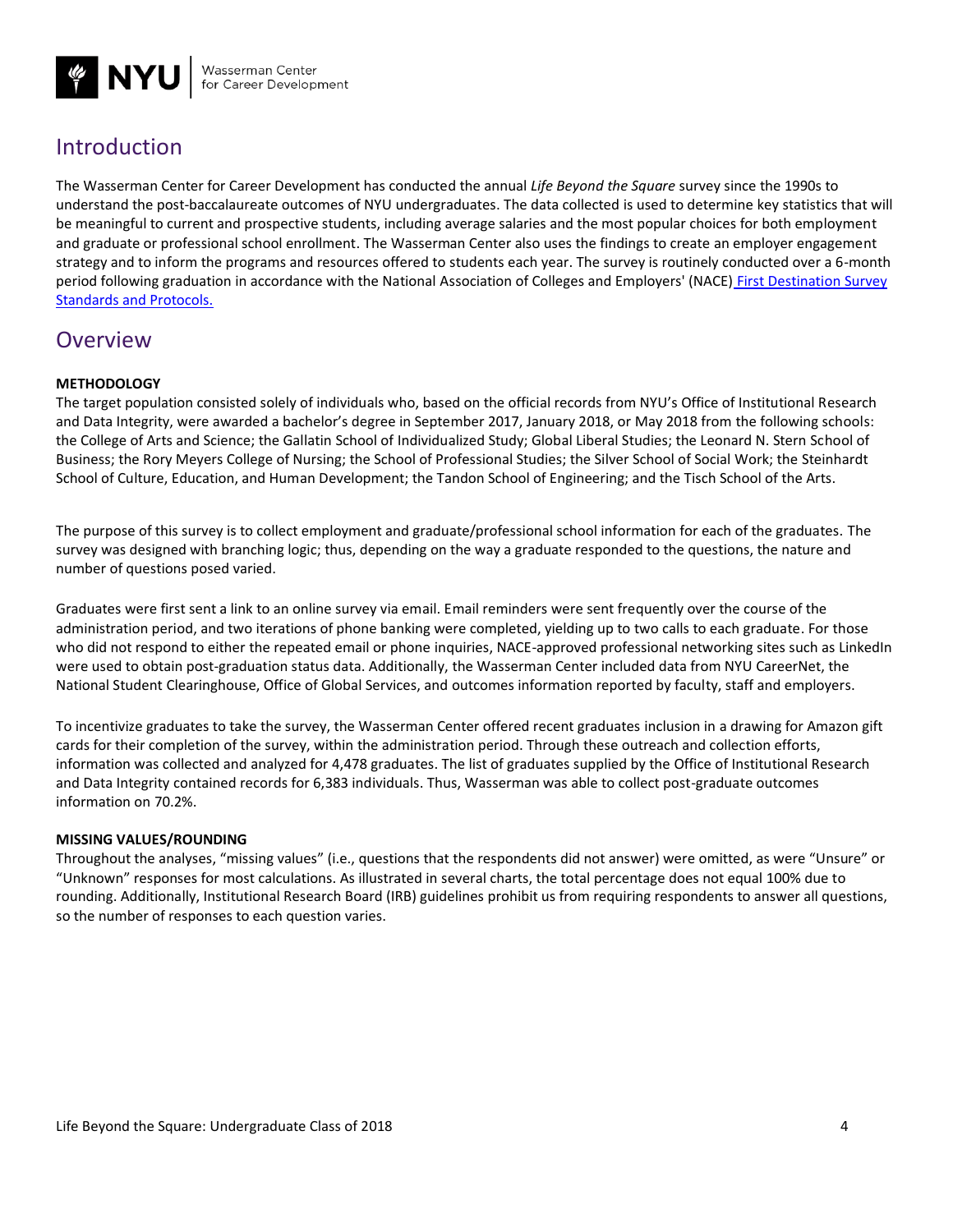## Introduction

The Wasserman Center for Career Development has conducted the annual *Life Beyond the Square* survey since the 1990s to understand the post-baccalaureate outcomes of NYU undergraduates. The data collected is used to determine key statistics that will be meaningful to current and prospective students, including average salaries and the most popular choices for both employment and graduate or professional school enrollment. The Wasserman Center also uses the findings to create an employer engagement strategy and to inform the programs and resources offered to students each year. The survey is routinely conducted over a 6-month period following graduation in accordance with the National Association of Colleges and Employers' (NACE) First Destination Survey Standards and Protocols.

## Overview

**METHODOLOGY**

The target population consisted solely of individuals who, based on the official records from NYU's Office of Institutional Research and Data Integrity, were awarded a bachelor's degree in September 2017, January 2018, or May 2018 from the following schools: the College of Arts and Science; the Gallatin School of Individualized Study; Global Liberal Studies; the Leonard N. Stern School of Business; the Rory Meyers College of Nursing; the School of Professional Studies; the Silver School of Social Work; the Steinhardt School of Culture, Education, and Human Development; the Tandon School of Engineering; and the Tisch School of the Arts.

The purpose of this survey is to collect employment and graduate/professional school information for each of the graduates. The survey was designed with branching logic; thus, depending on the way a graduate responded to the questions, the nature and number of questions posed varied.

Graduates were first sent a link to an online survey via email. Email reminders were sent frequently over the course of the administration period, and two iterations of phone banking were completed, yielding up to two calls to each graduate. For those who did not respond to either the repeated email or phone inquiries, NACE-approved professional networking sites such as LinkedIn were used to obtain post-graduation status data. Additionally, the Wasserman Center included data from NYU CareerNet, the National Student Clearinghouse, Office of Global Services, and outcomes information reported by faculty, staff and employers.

To incentivize graduates to take the survey, the Wasserman Center offered recent graduates inclusion in a drawing for Amazon gift cards for their completion of the survey, within the administration period. Through these outreach and collection efforts, information was collected and analyzed for 4,478 graduates. The list of graduates supplied by the Office of Institutional Research and Data Integrity contained records for 6,383 individuals. Thus, Wasserman was able to collect post-graduate outcomes information on 70.2%.

**MISSING VALUES/ROUNDING**

Throughout the analyses, "missing values" (i.e., questions that the respondents did not answer) were omitted, as were "Unsure" or "Unknown" responses for most calculations. As illustrated in several charts, the total percentage does not equal 100% due to rounding. Additionally, Institutional Research Board (IRB) guidelines prohibit us from requiring respondents to answer all questions, so the number of responses to each question varies.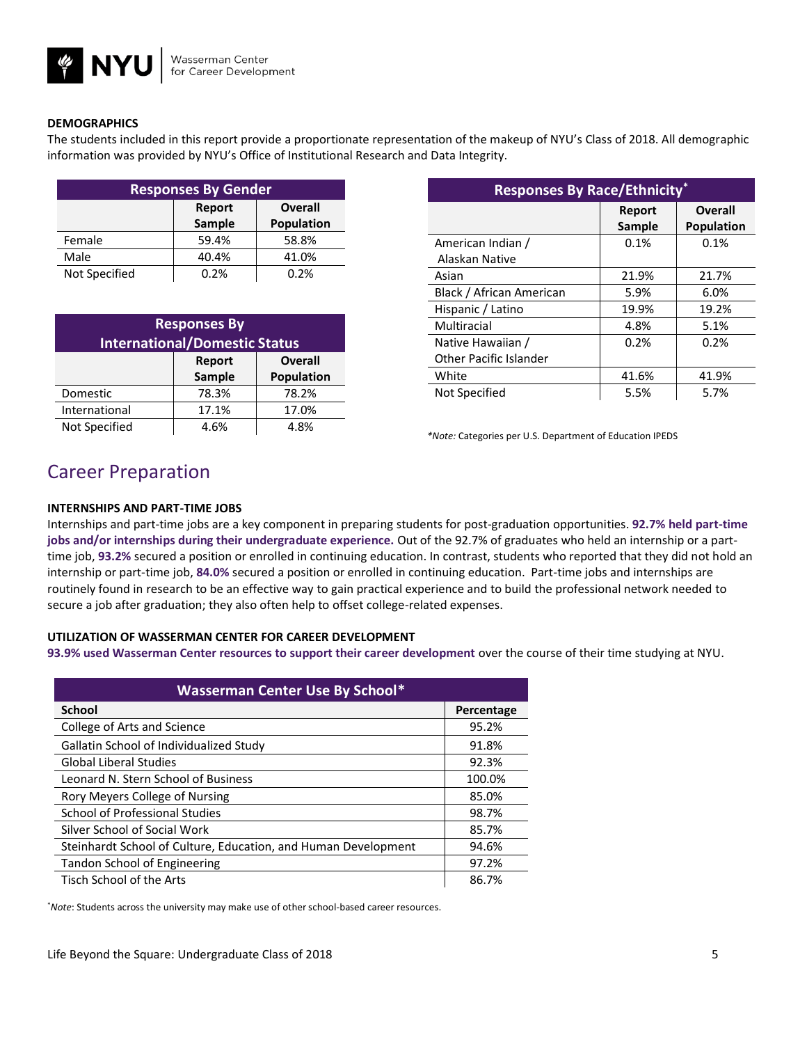### DEMOGRAPHICS

The students included in this report provide a proportionate representation of the makeup of NYU's Class of 2018. All demographic information was provided by NYU's Office of Institutional Research and Data Integrity.

| Responses By Gender | | |
|---|---|---|
| | Report Sample | Overall Population |
| Female | 59.4% | 58.8% |
| Male | 40.4% | 41.0% |
| Not Specified | 0.2% | 0.2% |

| Responses By International/Domestic Status | | |
|---|---|---|
| | Report Sample | Overall Population |
| Domestic | 78.3% | 78.2% |
| International | 17.1% | 17.0% |
| Not Specified | 4.6% | 4.8% |

| Responses By Race/Ethnicity* | | |
|---|---|---|
| | Report Sample | Overall Population |
| American Indian / Alaskan Native | 0.1% | 0.1% |
| Asian | 21.9% | 21.7% |
| Black / African American | 5.9% | 6.0% |
| Hispanic / Latino | 19.9% | 19.2% |
| Multiracial | 4.8% | 5.1% |
| Native Hawaiian / Other Pacific Islander | 0.2% | 0.2% |
| White | 41.6% | 41.9% |
| Not Specified | 5.5% | 5.7% |

**Note:* Categories per U.S. Department of Education IPEDS

## Career Preparation

### INTERNSHIPS AND PART-TIME JOBS

Internships and part-time jobs are a key component in preparing students for post-graduation opportunities. **92.7% held part-time jobs and/or internships during their undergraduate experience.** Out of the 92.7% of graduates who held an internship or a part-time job, **93.2%** secured a position or enrolled in continuing education. In contrast, students who reported that they did not hold an internship or part-time job, **84.0%** secured a position or enrolled in continuing education. Part-time jobs and internships are routinely found in research to be an effective way to gain practical experience and to build the professional network needed to secure a job after graduation; they also often help to offset college-related expenses.

### UTILIZATION OF WASSERMAN CENTER FOR CAREER DEVELOPMENT

**93.9% used Wasserman Center resources to support their career development** over the course of their time studying at NYU.

| Wasserman Center Use By School* | |
|---|---|
| **School** | **Percentage** |
| College of Arts and Science | 95.2% |
| Gallatin School of Individualized Study | 91.8% |
| Global Liberal Studies | 92.3% |
| Leonard N. Stern School of Business | 100.0% |
| Rory Meyers College of Nursing | 85.0% |
| School of Professional Studies | 98.7% |
| Silver School of Social Work | 85.7% |
| Steinhardt School of Culture, Education, and Human Development | 94.6% |
| Tandon School of Engineering | 97.2% |
| Tisch School of the Arts | 86.7% |

**Note*: Students across the university may make use of other school-based career resources.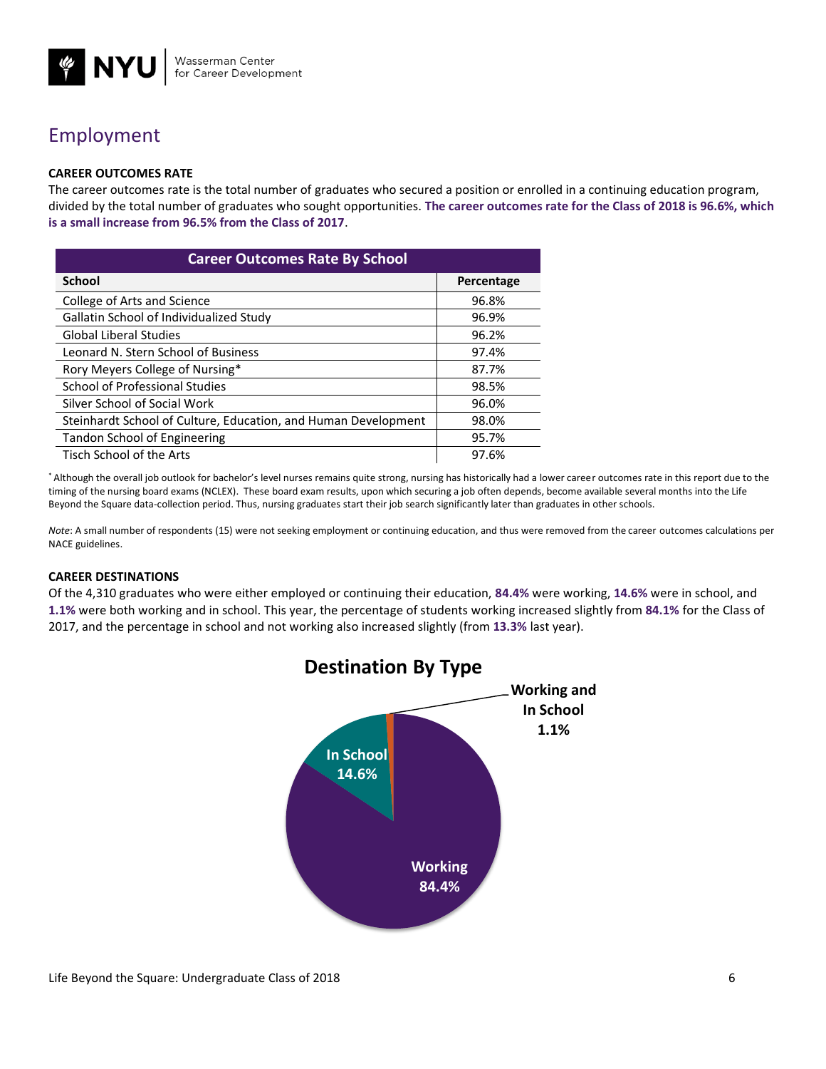# Employment

### CAREER OUTCOMES RATE

The career outcomes rate is the total number of graduates who secured a position or enrolled in a continuing education program, divided by the total number of graduates who sought opportunities. **The career outcomes rate for the Class of 2018 is 96.6%, which is a small increase from 96.5% from the Class of 2017**.

**Career Outcomes Rate By School**

| School | Percentage |
|---|---|
| College of Arts and Science | 96.8% |
| Gallatin School of Individualized Study | 96.9% |
| Global Liberal Studies | 96.2% |
| Leonard N. Stern School of Business | 97.4% |
| Rory Meyers College of Nursing* | 87.7% |
| School of Professional Studies | 98.5% |
| Silver School of Social Work | 96.0% |
| Steinhardt School of Culture, Education, and Human Development | 98.0% |
| Tandon School of Engineering | 95.7% |
| Tisch School of the Arts | 97.6% |

* Although the overall job outlook for bachelor's level nurses remains quite strong, nursing has historically had a lower career outcomes rate in this report due to the timing of the nursing board exams (NCLEX). These board exam results, upon which securing a job often depends, become available several months into the Life Beyond the Square data-collection period. Thus, nursing graduates start their job search significantly later than graduates in other schools.

*Note*: A small number of respondents (15) were not seeking employment or continuing education, and thus were removed from the career outcomes calculations per NACE guidelines.

### CAREER DESTINATIONS

Of the 4,310 graduates who were either employed or continuing their education, **84.4%** were working, **14.6%** were in school, and **1.1%** were both working and in school. This year, the percentage of students working increased slightly from **84.1%** for the Class of 2017, and the percentage in school and not working also increased slightly (from **13.3%** last year).

**Destination By Type**

- Working: 84.4%
- In School: 14.6%
- Working and In School: 1.1%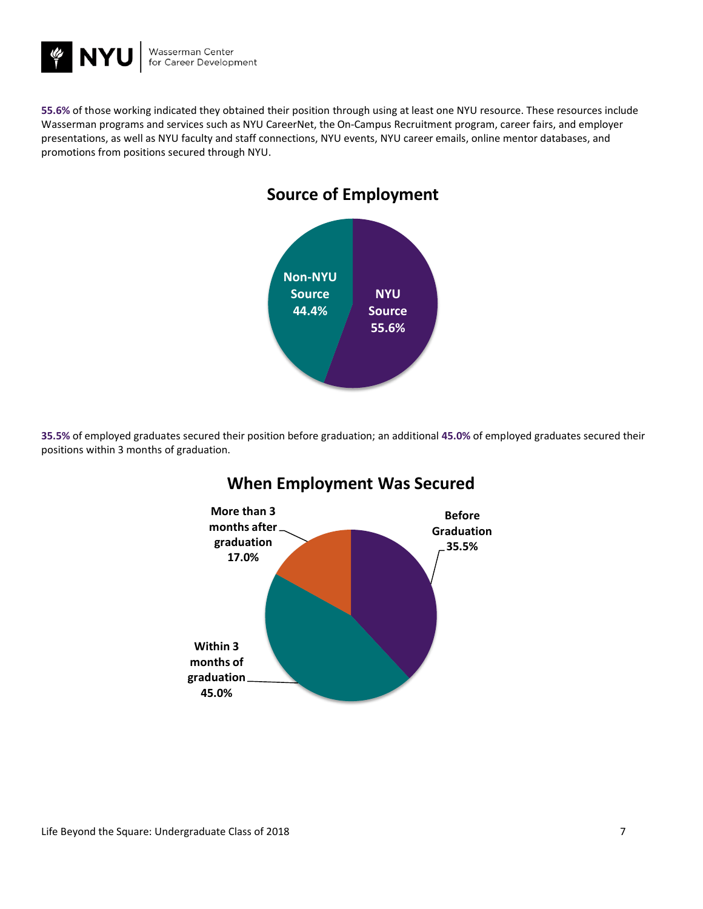**55.6%** of those working indicated they obtained their position through using at least one NYU resource. These resources include Wasserman programs and services such as NYU CareerNet, the On-Campus Recruitment program, career fairs, and employer presentations, as well as NYU faculty and staff connections, NYU events, NYU career emails, online mentor databases, and promotions from positions secured through NYU.

## Source of Employment

| Source | Percentage |
| --- | --- |
| NYU Source | 55.6% |
| Non-NYU Source | 44.4% |

**35.5%** of employed graduates secured their position before graduation; an additional **45.0%** of employed graduates secured their positions within 3 months of graduation.

## When Employment Was Secured

| When Secured | Percentage |
| --- | --- |
| Before Graduation | 35.5% |
| Within 3 months of graduation | 45.0% |
| More than 3 months after graduation | 17.0% |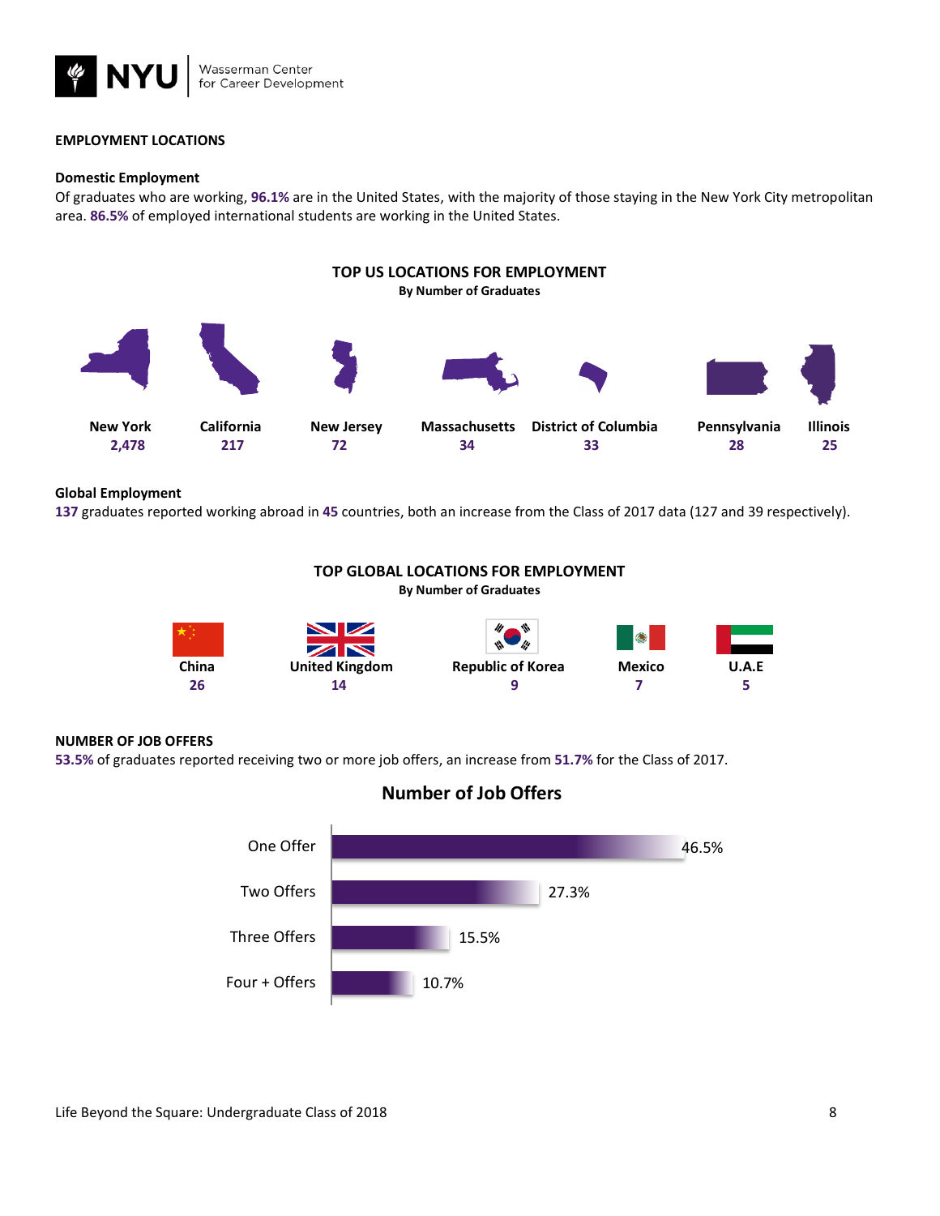## EMPLOYMENT LOCATIONS

### Domestic Employment

Of graduates who are working, **96.1%** are in the United States, with the majority of those staying in the New York City metropolitan area. **86.5%** of employed international students are working in the United States.

**TOP US LOCATIONS FOR EMPLOYMENT**
**By Number of Graduates**

| New York | California | New Jersey | Massachusetts | District of Columbia | Pennsylvania | Illinois |
|---|---|---|---|---|---|---|
| 2,478 | 217 | 72 | 34 | 33 | 28 | 25 |

### Global Employment

**137** graduates reported working abroad in **45** countries, both an increase from the Class of 2017 data (127 and 39 respectively).

**TOP GLOBAL LOCATIONS FOR EMPLOYMENT**
**By Number of Graduates**

| China | United Kingdom | Republic of Korea | Mexico | U.A.E |
|---|---|---|---|---|
| 26 | 14 | 9 | 7 | 5 |

## NUMBER OF JOB OFFERS

**53.5%** of graduates reported receiving two or more job offers, an increase from **51.7%** for the Class of 2017.

**Number of Job Offers**

| Number of Offers | Percentage |
|---|---|
| One Offer | 46.5% |
| Two Offers | 27.3% |
| Three Offers | 15.5% |
| Four + Offers | 10.7% |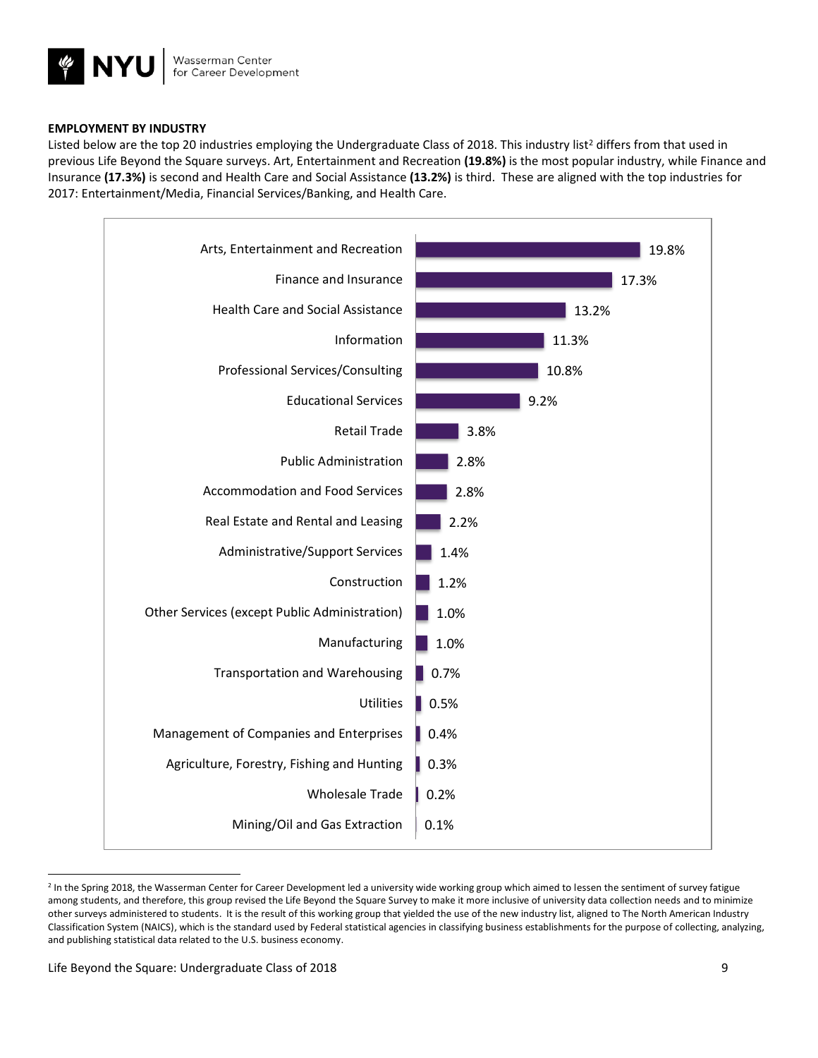**EMPLOYMENT BY INDUSTRY**

Listed below are the top 20 industries employing the Undergraduate Class of 2018. This industry list[2] differs from that used in previous Life Beyond the Square surveys. Art, Entertainment and Recreation **(19.8%)** is the most popular industry, while Finance and Insurance **(17.3%)** is second and Health Care and Social Assistance **(13.2%)** is third. These are aligned with the top industries for 2017: Entertainment/Media, Financial Services/Banking, and Health Care.

| Industry | Percentage |
| --- | --- |
| Arts, Entertainment and Recreation | 19.8% |
| Finance and Insurance | 17.3% |
| Health Care and Social Assistance | 13.2% |
| Information | 11.3% |
| Professional Services/Consulting | 10.8% |
| Educational Services | 9.2% |
| Retail Trade | 3.8% |
| Public Administration | 2.8% |
| Accommodation and Food Services | 2.8% |
| Real Estate and Rental and Leasing | 2.2% |
| Administrative/Support Services | 1.4% |
| Construction | 1.2% |
| Other Services (except Public Administration) | 1.0% |
| Manufacturing | 1.0% |
| Transportation and Warehousing | 0.7% |
| Utilities | 0.5% |
| Management of Companies and Enterprises | 0.4% |
| Agriculture, Forestry, Fishing and Hunting | 0.3% |
| Wholesale Trade | 0.2% |
| Mining/Oil and Gas Extraction | 0.1% |

[2] In the Spring 2018, the Wasserman Center for Career Development led a university wide working group which aimed to lessen the sentiment of survey fatigue among students, and therefore, this group revised the Life Beyond the Square Survey to make it more inclusive of university data collection needs and to minimize other surveys administered to students. It is the result of this working group that yielded the use of the new industry list, aligned to The North American Industry Classification System (NAICS), which is the standard used by Federal statistical agencies in classifying business establishments for the purpose of collecting, analyzing, and publishing statistical data related to the U.S. business economy.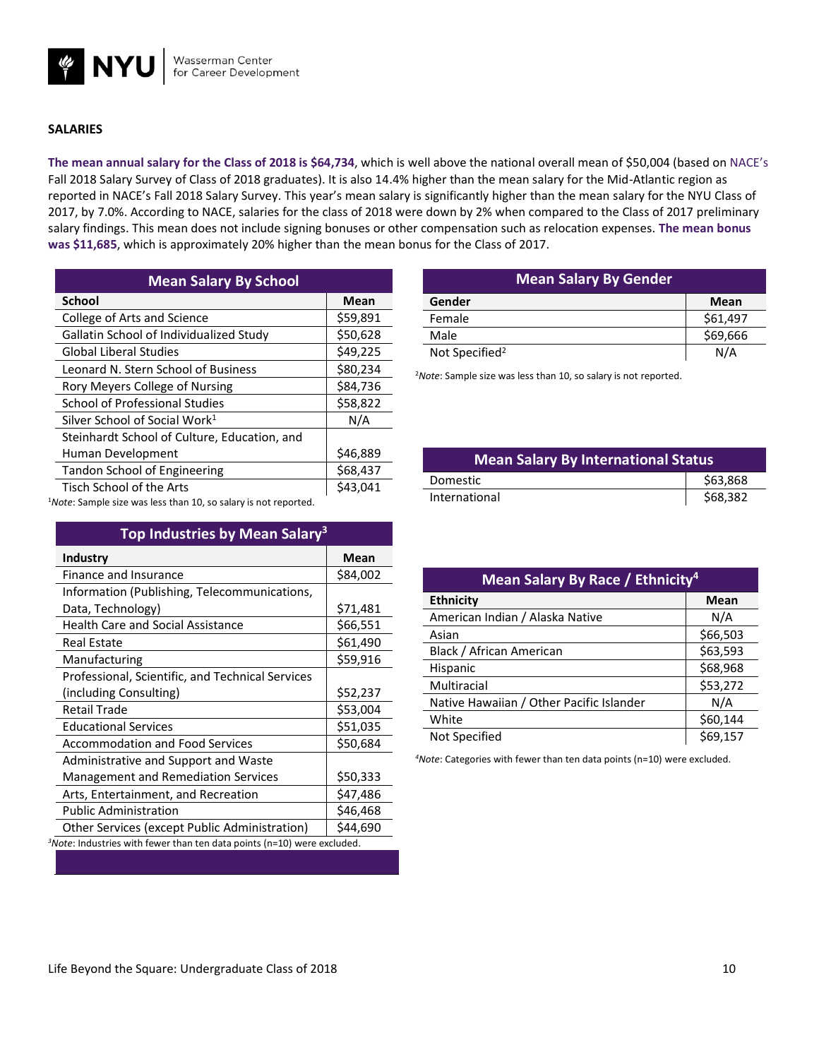## SALARIES

**The mean annual salary for the Class of 2018 is $64,734**, which is well above the national overall mean of $50,004 (based on NACE's Fall 2018 Salary Survey of Class of 2018 graduates). It is also 14.4% higher than the mean salary for the Mid-Atlantic region as reported in NACE's Fall 2018 Salary Survey. This year's mean salary is significantly higher than the mean salary for the NYU Class of 2017, by 7.0%. According to NACE, salaries for the class of 2018 were down by 2% when compared to the Class of 2017 preliminary salary findings. This mean does not include signing bonuses or other compensation such as relocation expenses. **The mean bonus was $11,685**, which is approximately 20% higher than the mean bonus for the Class of 2017.

**Mean Salary By School**

| School | Mean |
|---|---|
| College of Arts and Science | $59,891 |
| Gallatin School of Individualized Study | $50,628 |
| Global Liberal Studies | $49,225 |
| Leonard N. Stern School of Business | $80,234 |
| Rory Meyers College of Nursing | $84,736 |
| School of Professional Studies | $58,822 |
| Silver School of Social Work[1] | N/A |
| Steinhardt School of Culture, Education, and Human Development | $46,889 |
| Tandon School of Engineering | $68,437 |
| Tisch School of the Arts | $43,041 |

[1]*Note*: Sample size was less than 10, so salary is not reported.

**Top Industries by Mean Salary[3]**

| Industry | Mean |
|---|---|
| Finance and Insurance | $84,002 |
| Information (Publishing, Telecommunications, Data, Technology) | $71,481 |
| Health Care and Social Assistance | $66,551 |
| Real Estate | $61,490 |
| Manufacturing | $59,916 |
| Professional, Scientific, and Technical Services (including Consulting) | $52,237 |
| Retail Trade | $53,004 |
| Educational Services | $51,035 |
| Accommodation and Food Services | $50,684 |
| Administrative and Support and Waste Management and Remediation Services | $50,333 |
| Arts, Entertainment, and Recreation | $47,486 |
| Public Administration | $46,468 |
| Other Services (except Public Administration) | $44,690 |

[3]*Note*: Industries with fewer than ten data points (n=10) were excluded.

**Mean Salary By Gender**

| Gender | Mean |
|---|---|
| Female | $61,497 |
| Male | $69,666 |
| Not Specified[2] | N/A |

[2]*Note*: Sample size was less than 10, so salary is not reported.

**Mean Salary By International Status**

| Status | Mean |
|---|---|
| Domestic | $63,868 |
| International | $68,382 |

**Mean Salary By Race / Ethnicity[4]**

| Ethnicity | Mean |
|---|---|
| American Indian / Alaska Native | N/A |
| Asian | $66,503 |
| Black / African American | $63,593 |
| Hispanic | $68,968 |
| Multiracial | $53,272 |
| Native Hawaiian / Other Pacific Islander | N/A |
| White | $60,144 |
| Not Specified | $69,157 |

[4]*Note*: Categories with fewer than ten data points (n=10) were excluded.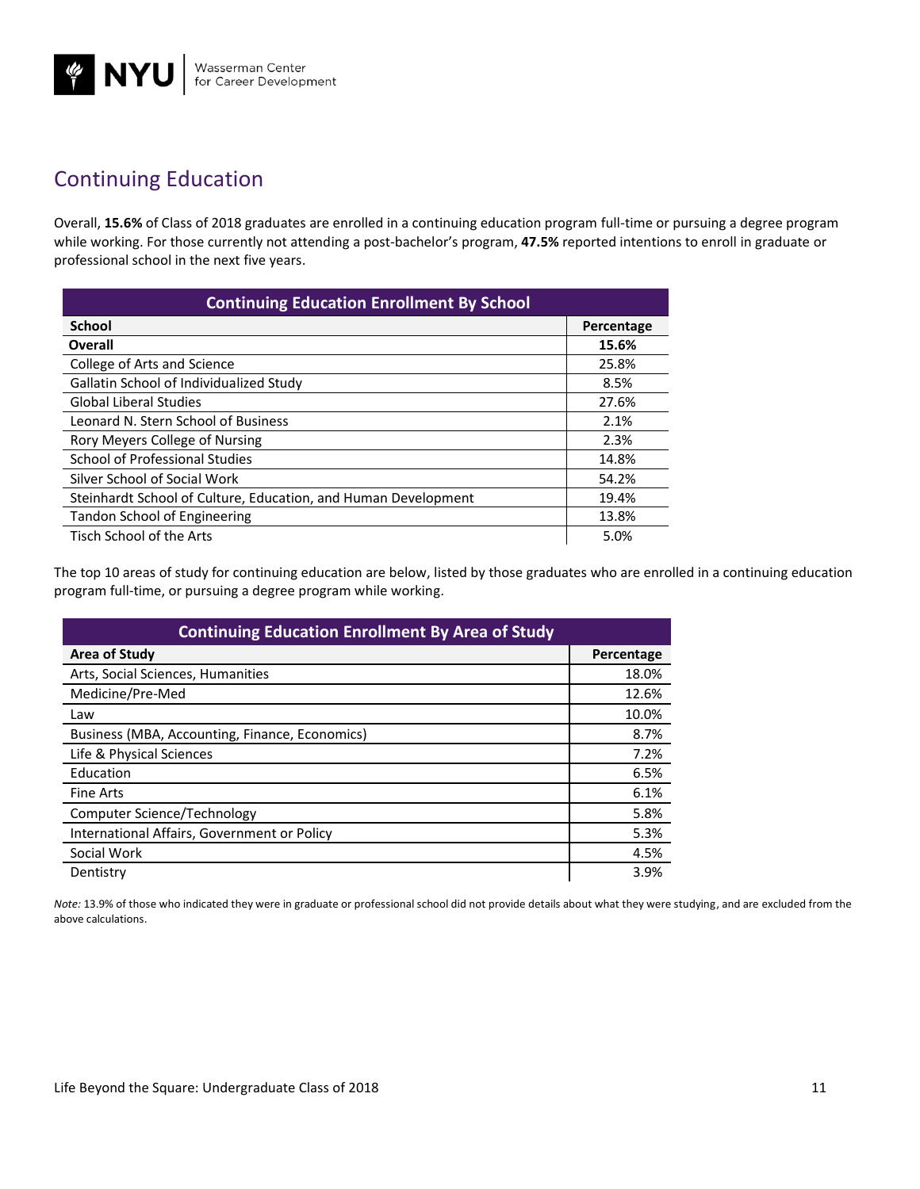## Continuing Education

Overall, **15.6%** of Class of 2018 graduates are enrolled in a continuing education program full-time or pursuing a degree program while working. For those currently not attending a post-bachelor's program, **47.5%** reported intentions to enroll in graduate or professional school in the next five years.

| Continuing Education Enrollment By School | |
|---|---|
| **School** | **Percentage** |
| **Overall** | **15.6%** |
| College of Arts and Science | 25.8% |
| Gallatin School of Individualized Study | 8.5% |
| Global Liberal Studies | 27.6% |
| Leonard N. Stern School of Business | 2.1% |
| Rory Meyers College of Nursing | 2.3% |
| School of Professional Studies | 14.8% |
| Silver School of Social Work | 54.2% |
| Steinhardt School of Culture, Education, and Human Development | 19.4% |
| Tandon School of Engineering | 13.8% |
| Tisch School of the Arts | 5.0% |

The top 10 areas of study for continuing education are below, listed by those graduates who are enrolled in a continuing education program full-time, or pursuing a degree program while working.

| Continuing Education Enrollment By Area of Study | |
|---|---|
| **Area of Study** | **Percentage** |
| Arts, Social Sciences, Humanities | 18.0% |
| Medicine/Pre-Med | 12.6% |
| Law | 10.0% |
| Business (MBA, Accounting, Finance, Economics) | 8.7% |
| Life & Physical Sciences | 7.2% |
| Education | 6.5% |
| Fine Arts | 6.1% |
| Computer Science/Technology | 5.8% |
| International Affairs, Government or Policy | 5.3% |
| Social Work | 4.5% |
| Dentistry | 3.9% |

*Note:* 13.9% of those who indicated they were in graduate or professional school did not provide details about what they were studying, and are excluded from the above calculations.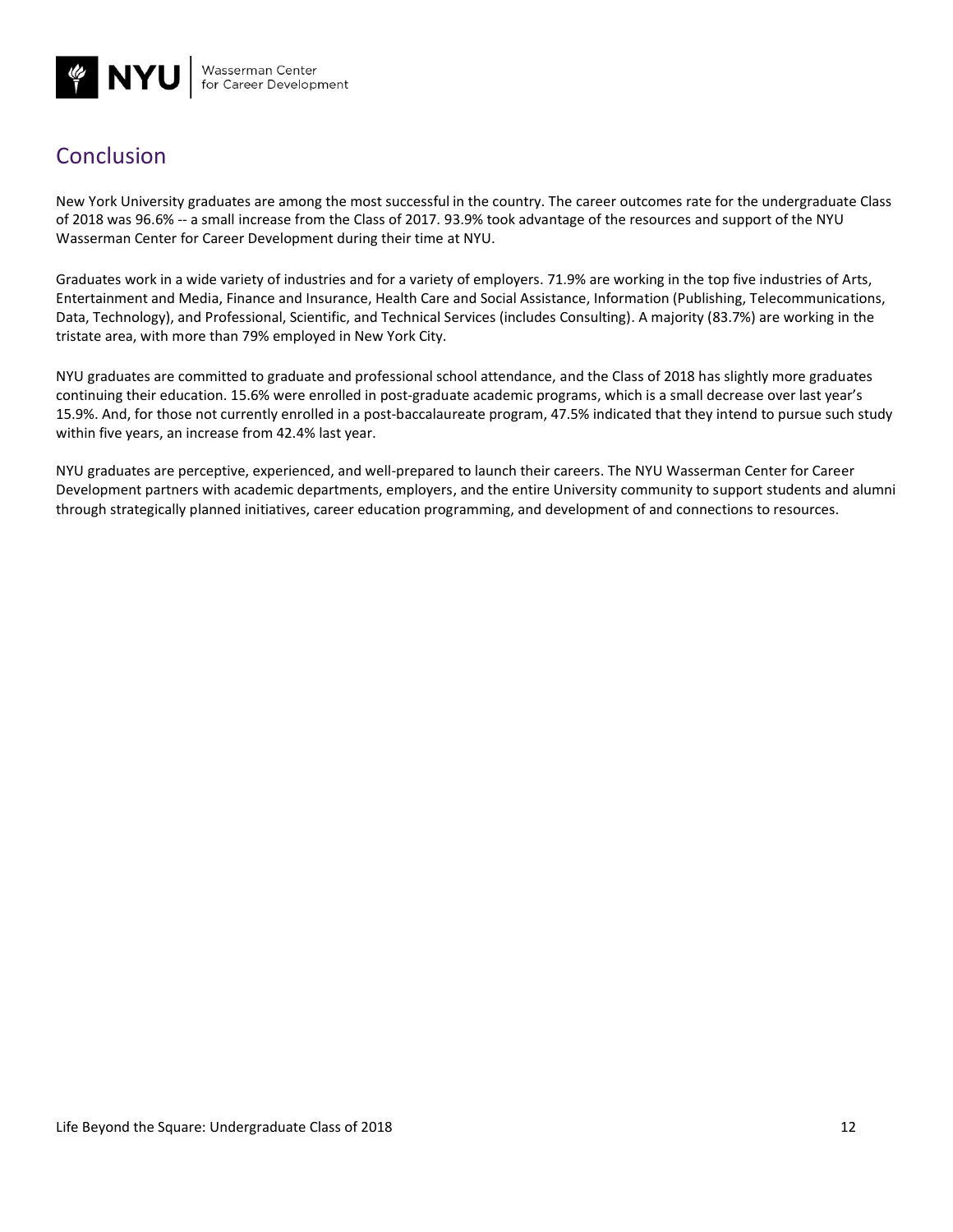## Conclusion

New York University graduates are among the most successful in the country. The career outcomes rate for the undergraduate Class of 2018 was 96.6% -- a small increase from the Class of 2017. 93.9% took advantage of the resources and support of the NYU Wasserman Center for Career Development during their time at NYU.

Graduates work in a wide variety of industries and for a variety of employers. 71.9% are working in the top five industries of Arts, Entertainment and Media, Finance and Insurance, Health Care and Social Assistance, Information (Publishing, Telecommunications, Data, Technology), and Professional, Scientific, and Technical Services (includes Consulting). A majority (83.7%) are working in the tristate area, with more than 79% employed in New York City.

NYU graduates are committed to graduate and professional school attendance, and the Class of 2018 has slightly more graduates continuing their education. 15.6% were enrolled in post-graduate academic programs, which is a small decrease over last year's 15.9%. And, for those not currently enrolled in a post-baccalaureate program, 47.5% indicated that they intend to pursue such study within five years, an increase from 42.4% last year.

NYU graduates are perceptive, experienced, and well-prepared to launch their careers. The NYU Wasserman Center for Career Development partners with academic departments, employers, and the entire University community to support students and alumni through strategically planned initiatives, career education programming, and development of and connections to resources.